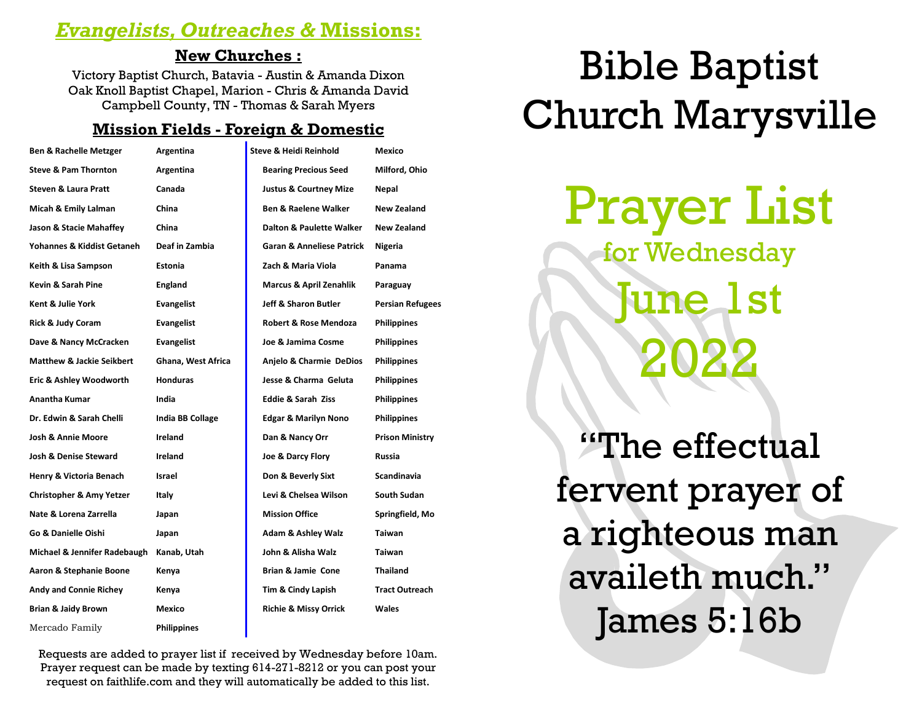## *Evangelists, Outreaches &* **Missions:**

### New Churches :

Victory Baptist Church, Batavia - Austin & Amanda Dixon
Oak Knoll Baptist Chapel, Marion - Chris & Amanda David
Campbell County, TN - Thomas & Sarah Myers

### Mission Fields - Foreign & Domestic

| Name | Field |
|---|---|
| Ben & Rachelle Metzger | Argentina |
| Steve & Pam Thornton | Argentina |
| Steven & Laura Pratt | Canada |
| Micah & Emily Lalman | China |
| Jason & Stacie Mahaffey | China |
| Yohannes & Kiddist Getaneh | Deaf in Zambia |
| Keith & Lisa Sampson | Estonia |
| Kevin & Sarah Pine | England |
| Kent & Julie York | Evangelist |
| Rick & Judy Coram | Evangelist |
| Dave & Nancy McCracken | Evangelist |
| Matthew & Jackie Seikbert | Ghana, West Africa |
| Eric & Ashley Woodworth | Honduras |
| Anantha Kumar | India |
| Dr. Edwin & Sarah Chelli | India BB Collage |
| Josh & Annie Moore | Ireland |
| Josh & Denise Steward | Ireland |
| Henry & Victoria Benach | Israel |
| Christopher & Amy Yetzer | Italy |
| Nate & Lorena Zarrella | Japan |
| Go & Danielle Oishi | Japan |
| Michael & Jennifer Radebaugh | Kanab, Utah |
| Aaron & Stephanie Boone | Kenya |
| Andy and Connie Richey | Kenya |
| Brian & Jaidy Brown | Mexico |
| Mercado Family | Philippines |
| Steve & Heidi Reinhold | Mexico |
| Bearing Precious Seed | Milford, Ohio |
| Justus & Courtney Mize | Nepal |
| Ben & Raelene Walker | New Zealand |
| Dalton & Paulette Walker | New Zealand |
| Garan & Anneliese Patrick | Nigeria |
| Zach & Maria Viola | Panama |
| Marcus & April Zenahlik | Paraguay |
| Jeff & Sharon Butler | Persian Refugees |
| Robert & Rose Mendoza | Philippines |
| Joe & Jamima Cosme | Philippines |
| Anjelo & Charmie DeDios | Philippines |
| Jesse & Charma Geluta | Philippines |
| Eddie & Sarah Ziss | Philippines |
| Edgar & Marilyn Nono | Philippines |
| Dan & Nancy Orr | Prison Ministry |
| Joe & Darcy Flory | Russia |
| Don & Beverly Sixt | Scandinavia |
| Levi & Chelsea Wilson | South Sudan |
| Mission Office | Springfield, Mo |
| Adam & Ashley Walz | Taiwan |
| John & Alisha Walz | Taiwan |
| Brian & Jamie Cone | Thailand |
| Tim & Cindy Lapish | Tract Outreach |
| Richie & Missy Orrick | Wales |

Requests are added to prayer list if received by Wednesday before 10am. Prayer request can be made by texting 614-271-8212 or you can post your request on faithlife.com and they will automatically be added to this list.

# Bible Baptist Church Marysville

# Prayer List

## for Wednesday

## June 1st 2022

"The effectual fervent prayer of a righteous man availeth much."
James 5:16b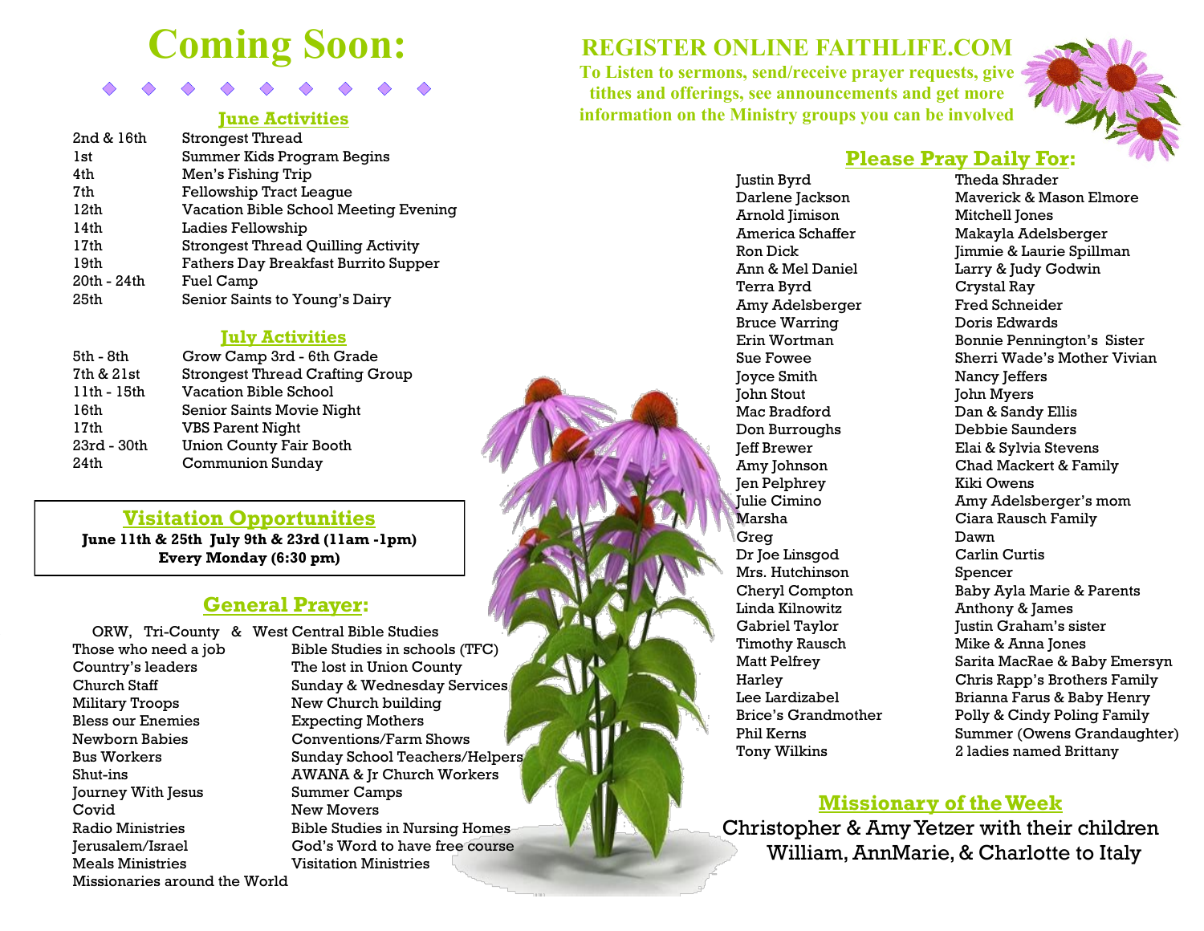# Coming Soon:

◆ ◆ ◆ ◆ ◆ ◆ ◆ ◆ ◆

## June Activities

| | |
|---|---|
| 2nd & 16th | Strongest Thread |
| 1st | Summer Kids Program Begins |
| 4th | Men's Fishing Trip |
| 7th | Fellowship Tract League |
| 12th | Vacation Bible School Meeting Evening |
| 14th | Ladies Fellowship |
| 17th | Strongest Thread Quilling Activity |
| 19th | Fathers Day Breakfast Burrito Supper |
| 20th - 24th | Fuel Camp |
| 25th | Senior Saints to Young's Dairy |

## July Activities

| | |
|---|---|
| 5th - 8th | Grow Camp 3rd - 6th Grade |
| 7th & 21st | Strongest Thread Crafting Group |
| 11th - 15th | Vacation Bible School |
| 16th | Senior Saints Movie Night |
| 17th | VBS Parent Night |
| 23rd - 30th | Union County Fair Booth |
| 24th | Communion Sunday |

## Visitation Opportunities

**June 11th & 25th July 9th & 23rd (11am -1pm)**
**Every Monday (6:30 pm)**

## General Prayer:

ORW, Tri-County & West Central Bible Studies

- Those who need a job
- Country's leaders
- Church Staff
- Military Troops
- Bless our Enemies
- Newborn Babies
- Bus Workers
- Shut-ins
- Journey With Jesus
- Covid
- Radio Ministries
- Jerusalem/Israel
- Meals Ministries
- Missionaries around the World
- Bible Studies in schools (TFC)
- The lost in Union County
- Sunday & Wednesday Services
- New Church building
- Expecting Mothers
- Conventions/Farm Shows
- Sunday School Teachers/Helpers
- AWANA & Jr Church Workers
- Summer Camps
- New Movers
- Bible Studies in Nursing Homes
- God's Word to have free course
- Visitation Ministries

## REGISTER ONLINE FAITHLIFE.COM

**To Listen to sermons, send/receive prayer requests, give tithes and offerings, see announcements and get more information on the Ministry groups you can be involved**

## Please Pray Daily For:

Justin Byrd
Darlene Jackson
Arnold Jimison
America Schaffer
Ron Dick
Ann & Mel Daniel
Terra Byrd
Amy Adelsberger
Bruce Warring
Erin Wortman
Sue Fowee
Joyce Smith
John Stout
Mac Bradford
Don Burroughs
Jeff Brewer
Amy Johnson
Jen Pelphrey
Julie Cimino
Marsha
Greg
Dr Joe Linsgod
Mrs. Hutchinson
Cheryl Compton
Linda Kilnowitz
Gabriel Taylor
Timothy Rausch
Matt Pelfrey
Harley
Lee Lardizabel
Brice's Grandmother
Phil Kerns
Tony Wilkins
Theda Shrader
Maverick & Mason Elmore
Mitchell Jones
Makayla Adelsberger
Jimmie & Laurie Spillman
Larry & Judy Godwin
Crystal Ray
Fred Schneider
Doris Edwards
Bonnie Pennington's Sister
Sherri Wade's Mother Vivian
Nancy Jeffers
John Myers
Dan & Sandy Ellis
Debbie Saunders
Elai & Sylvia Stevens
Chad Mackert & Family
Kiki Owens
Amy Adelsberger's mom
Ciara Rausch Family
Dawn
Carlin Curtis
Spencer
Baby Ayla Marie & Parents
Anthony & James
Justin Graham's sister
Mike & Anna Jones
Sarita MacRae & Baby Emersyn
Chris Rapp's Brothers Family
Brianna Farus & Baby Henry
Polly & Cindy Poling Family
Summer (Owens Grandaughter)
2 ladies named Brittany

## Missionary of the Week

Christopher & Amy Yetzer with their children William, AnnMarie, & Charlotte to Italy